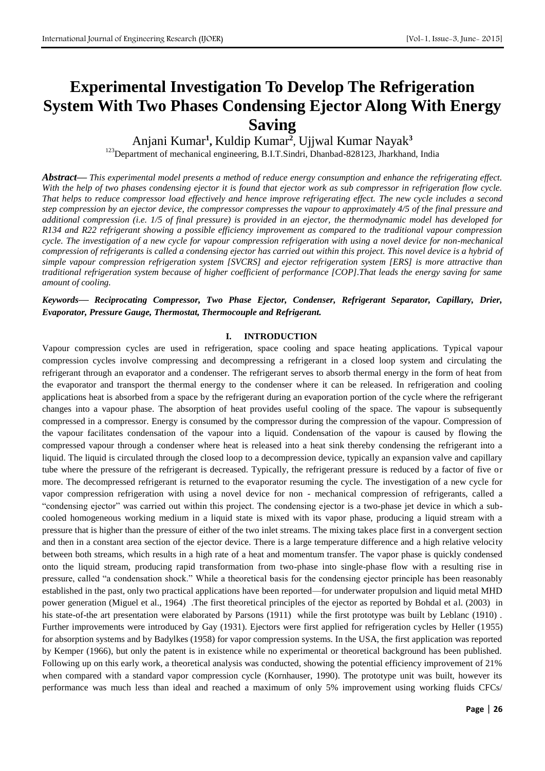# Experimental Investigation To Develop The Refrigeration System With Two Phases Condensing Ejector Along With Energy Saving

Anjani Kumar[1], Kuldip Kumar[2], Ujjwal Kumar Nayak[3]

[123]Department of mechanical engineering, B.I.T.Sindri, Dhanbad-828123, Jharkhand, India

***Abstract***— *This experimental model presents a method of reduce energy consumption and enhance the refrigerating effect. With the help of two phases condensing ejector it is found that ejector work as sub compressor in refrigeration flow cycle. That helps to reduce compressor load effectively and hence improve refrigerating effect. The new cycle includes a second step compression by an ejector device, the compressor compresses the vapour to approximately 4/5 of the final pressure and additional compression (i.e. 1/5 of final pressure) is provided in an ejector, the thermodynamic model has developed for R134 and R22 refrigerant showing a possible efficiency improvement as compared to the traditional vapour compression cycle. The investigation of a new cycle for vapour compression refrigeration with using a novel device for non-mechanical compression of refrigerants is called a condensing ejector has carried out within this project. This novel device is a hybrid of simple vapour compression refrigeration system [SVCRS] and ejector refrigeration system [ERS] is more attractive than traditional refrigeration system because of higher coefficient of performance [COP].That leads the energy saving for same amount of cooling.*

***Keywords— Reciprocating Compressor, Two Phase Ejector, Condenser, Refrigerant Separator, Capillary, Drier, Evaporator, Pressure Gauge, Thermostat, Thermocouple and Refrigerant.***

## I. INTRODUCTION

Vapour compression cycles are used in refrigeration, space cooling and space heating applications. Typical vapour compression cycles involve compressing and decompressing a refrigerant in a closed loop system and circulating the refrigerant through an evaporator and a condenser. The refrigerant serves to absorb thermal energy in the form of heat from the evaporator and transport the thermal energy to the condenser where it can be released. In refrigeration and cooling applications heat is absorbed from a space by the refrigerant during an evaporation portion of the cycle where the refrigerant changes into a vapour phase. The absorption of heat provides useful cooling of the space. The vapour is subsequently compressed in a compressor. Energy is consumed by the compressor during the compression of the vapour. Compression of the vapour facilitates condensation of the vapour into a liquid. Condensation of the vapour is caused by flowing the compressed vapour through a condenser where heat is released into a heat sink thereby condensing the refrigerant into a liquid. The liquid is circulated through the closed loop to a decompression device, typically an expansion valve and capillary tube where the pressure of the refrigerant is decreased. Typically, the refrigerant pressure is reduced by a factor of five or more. The decompressed refrigerant is returned to the evaporator resuming the cycle. The investigation of a new cycle for vapor compression refrigeration with using a novel device for non - mechanical compression of refrigerants, called a "condensing ejector" was carried out within this project. The condensing ejector is a two-phase jet device in which a sub-cooled homogeneous working medium in a liquid state is mixed with its vapor phase, producing a liquid stream with a pressure that is higher than the pressure of either of the two inlet streams. The mixing takes place first in a convergent section and then in a constant area section of the ejector device. There is a large temperature difference and a high relative velocity between both streams, which results in a high rate of a heat and momentum transfer. The vapor phase is quickly condensed onto the liquid stream, producing rapid transformation from two-phase into single-phase flow with a resulting rise in pressure, called "a condensation shock." While a theoretical basis for the condensing ejector principle has been reasonably established in the past, only two practical applications have been reported—for underwater propulsion and liquid metal MHD power generation (Miguel et al., 1964) .The first theoretical principles of the ejector as reported by Bohdal et al. (2003) in his state-of-the art presentation were elaborated by Parsons (1911) while the first prototype was built by Leblanc (1910) . Further improvements were introduced by Gay (1931). Ejectors were first applied for refrigeration cycles by Heller (1955) for absorption systems and by Badylkes (1958) for vapor compression systems. In the USA, the first application was reported by Kemper (1966), but only the patent is in existence while no experimental or theoretical background has been published. Following up on this early work, a theoretical analysis was conducted, showing the potential efficiency improvement of 21% when compared with a standard vapor compression cycle (Kornhauser, 1990). The prototype unit was built, however its performance was much less than ideal and reached a maximum of only 5% improvement using working fluids CFCs/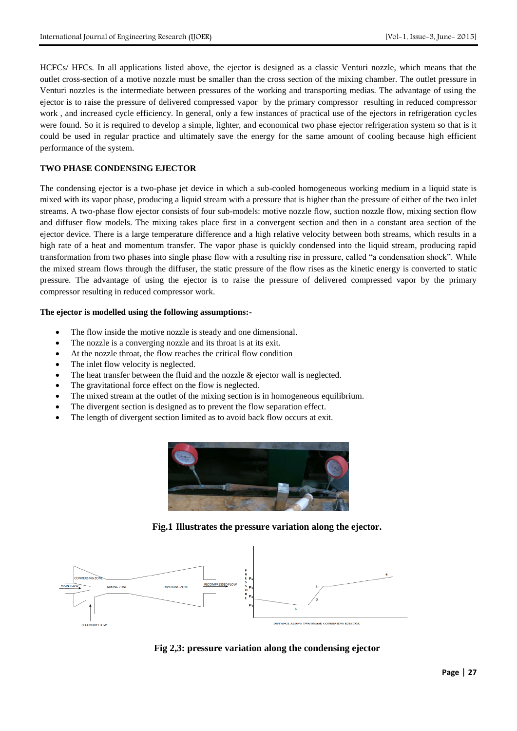HCFCs/ HFCs. In all applications listed above, the ejector is designed as a classic Venturi nozzle, which means that the outlet cross-section of a motive nozzle must be smaller than the cross section of the mixing chamber. The outlet pressure in Venturi nozzles is the intermediate between pressures of the working and transporting medias. The advantage of using the ejector is to raise the pressure of delivered compressed vapor by the primary compressor resulting in reduced compressor work , and increased cycle efficiency. In general, only a few instances of practical use of the ejectors in refrigeration cycles were found. So it is required to develop a simple, lighter, and economical two phase ejector refrigeration system so that is it could be used in regular practice and ultimately save the energy for the same amount of cooling because high efficient performance of the system.

**TWO PHASE CONDENSING EJECTOR**

The condensing ejector is a two-phase jet device in which a sub-cooled homogeneous working medium in a liquid state is mixed with its vapor phase, producing a liquid stream with a pressure that is higher than the pressure of either of the two inlet streams. A two-phase flow ejector consists of four sub-models: motive nozzle flow, suction nozzle flow, mixing section flow and diffuser flow models. The mixing takes place first in a convergent section and then in a constant area section of the ejector device. There is a large temperature difference and a high relative velocity between both streams, which results in a high rate of a heat and momentum transfer. The vapor phase is quickly condensed into the liquid stream, producing rapid transformation from two phases into single phase flow with a resulting rise in pressure, called "a condensation shock". While the mixed stream flows through the diffuser, the static pressure of the flow rises as the kinetic energy is converted to static pressure. The advantage of using the ejector is to raise the pressure of delivered compressed vapor by the primary compressor resulting in reduced compressor work.

**The ejector is modelled using the following assumptions:-**

- The flow inside the motive nozzle is steady and one dimensional.
- The nozzle is a converging nozzle and its throat is at its exit.
- At the nozzle throat, the flow reaches the critical flow condition
- The inlet flow velocity is neglected.
- The heat transfer between the fluid and the nozzle & ejector wall is neglected.
- The gravitational force effect on the flow is neglected.
- The mixed stream at the outlet of the mixing section is in homogeneous equilibrium.
- The divergent section is designed as to prevent the flow separation effect.
- The length of divergent section limited as to avoid back flow occurs at exit.

**Fig.1 Illustrates the pressure variation along the ejector.**

**Fig 2,3: pressure variation along the condensing ejector**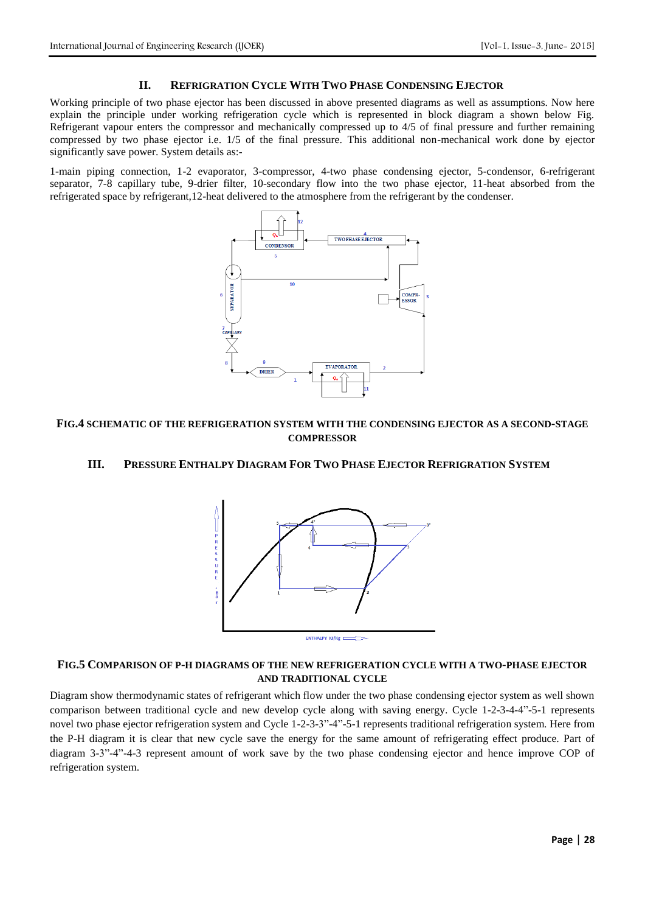## II. REFRIGERATION CYCLE WITH TWO PHASE CONDENSING EJECTOR

Working principle of two phase ejector has been discussed in above presented diagrams as well as assumptions. Now here explain the principle under working refrigeration cycle which is represented in block diagram a shown below Fig. Refrigerant vapour enters the compressor and mechanically compressed up to 4/5 of final pressure and further remaining compressed by two phase ejector i.e. 1/5 of the final pressure. This additional non-mechanical work done by ejector significantly save power. System details as:-

1-main piping connection, 1-2 evaporator, 3-compressor, 4-two phase condensing ejector, 5-condensor, 6-refrigerant separator, 7-8 capillary tube, 9-drier filter, 10-secondary flow into the two phase ejector, 11-heat absorbed from the refrigerated space by refrigerant,12-heat delivered to the atmosphere from the refrigerant by the condenser.

**FIG.4 SCHEMATIC OF THE REFRIGERATION SYSTEM WITH THE CONDENSING EJECTOR AS A SECOND-STAGE COMPRESSOR**

## III. PRESSURE ENTHALPY DIAGRAM FOR TWO PHASE EJECTOR REFRIGRATION SYSTEM

**FIG.5 COMPARISON OF P-H DIAGRAMS OF THE NEW REFRIGERATION CYCLE WITH A TWO-PHASE EJECTOR AND TRADITIONAL CYCLE**

Diagram show thermodynamic states of refrigerant which flow under the two phase condensing ejector system as well shown comparison between traditional cycle and new develop cycle along with saving energy. Cycle 1-2-3-4-4"-5-1 represents novel two phase ejector refrigeration system and Cycle 1-2-3-3"-4"-5-1 represents traditional refrigeration system. Here from the P-H diagram it is clear that new cycle save the energy for the same amount of refrigerating effect produce. Part of diagram 3-3"-4"-4-3 represent amount of work save by the two phase condensing ejector and hence improve COP of refrigeration system.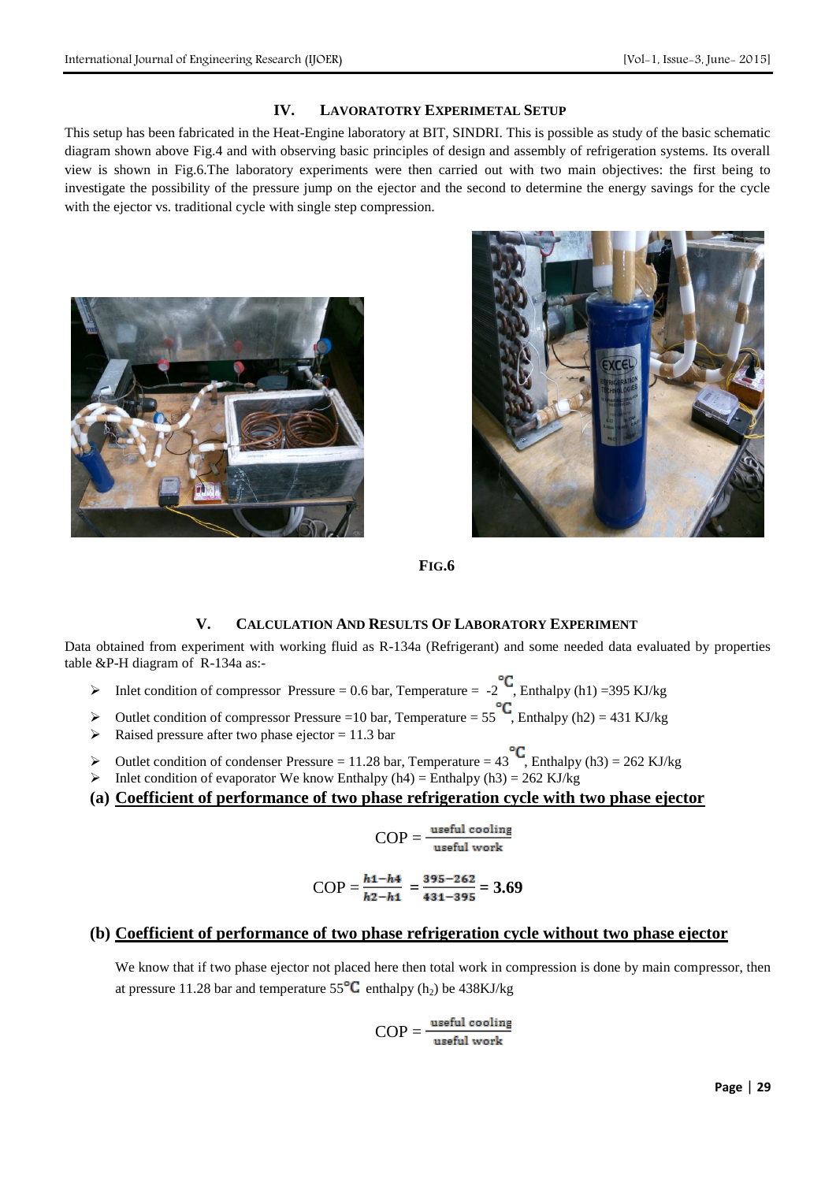## IV. LAVORATOTRY EXPERIMETAL SETUP

This setup has been fabricated in the Heat-Engine laboratory at BIT, SINDRI. This is possible as study of the basic schematic diagram shown above Fig.4 and with observing basic principles of design and assembly of refrigeration systems. Its overall view is shown in Fig.6.The laboratory experiments were then carried out with two main objectives: the first being to investigate the possibility of the pressure jump on the ejector and the second to determine the energy savings for the cycle with the ejector vs. traditional cycle with single step compression.

**FIG.6**

## V. CALCULATION AND RESULTS OF LABORATORY EXPERIMENT

Data obtained from experiment with working fluid as R-134a (Refrigerant) and some needed data evaluated by properties table &P-H diagram of R-134a as:-

- Inlet condition of compressor Pressure = 0.6 bar, Temperature = -2 °C, Enthalpy (h1) =395 KJ/kg
- Outlet condition of compressor Pressure =10 bar, Temperature = 55 °C, Enthalpy (h2) = 431 KJ/kg
- Raised pressure after two phase ejector = 11.3 bar
- Outlet condition of condenser Pressure = 11.28 bar, Temperature = 43 °C, Enthalpy (h3) = 262 KJ/kg
- Inlet condition of evaporator We know Enthalpy (h4) = Enthalpy (h3) = 262 KJ/kg

**(a) Coefficient of performance of two phase refrigeration cycle with two phase ejector**

$$\text{COP} = \frac{\text{useful cooling}}{\text{useful work}}$$

$$\text{COP} = \frac{h1-h4}{h2-h1} = \frac{395-262}{431-395} = \mathbf{3.69}$$

**(b) Coefficient of performance of two phase refrigeration cycle without two phase ejector**

We know that if two phase ejector not placed here then total work in compression is done by main compressor, then at pressure 11.28 bar and temperature 55°C enthalpy ($h_2$) be 438KJ/kg

$$\text{COP} = \frac{\text{useful cooling}}{\text{useful work}}$$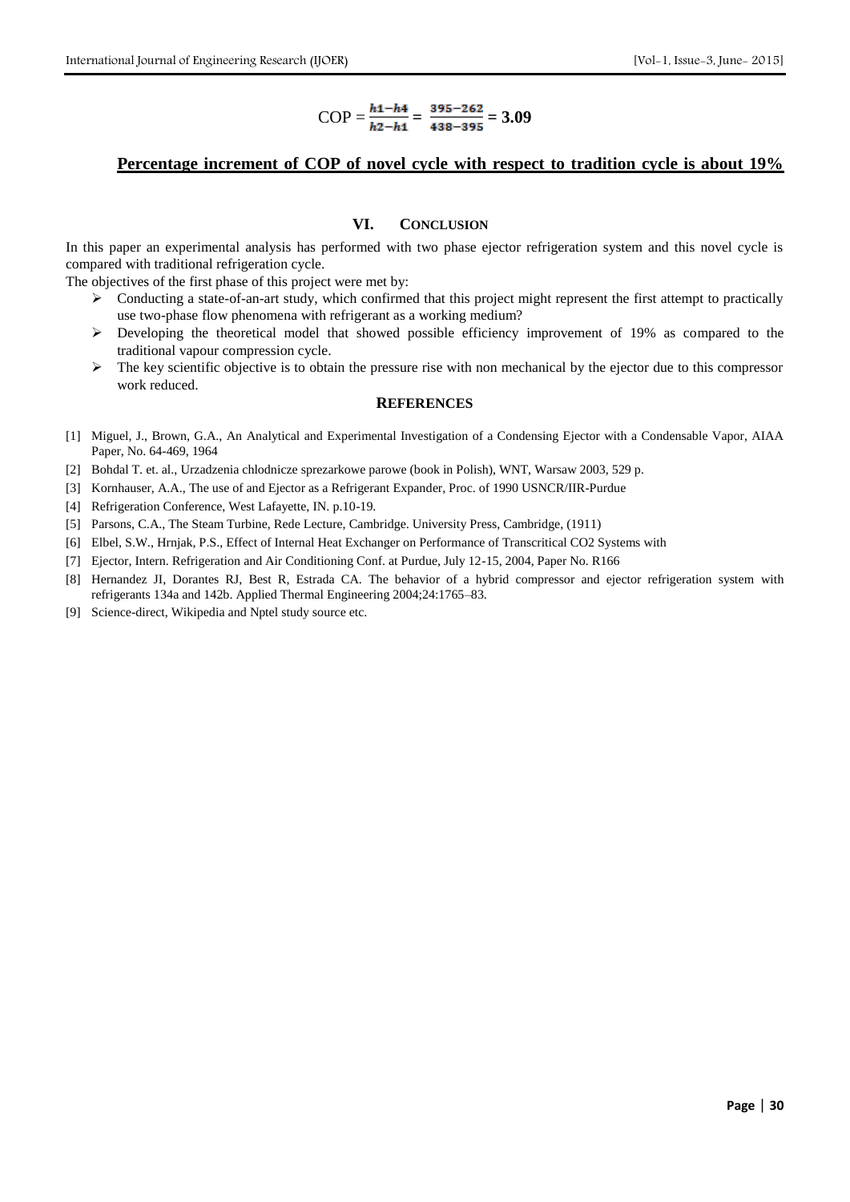$$COP = \frac{h1 - h4}{h2 - h1} = \frac{395 - 262}{438 - 395} = \mathbf{3.09}$$

**<u>Percentage increment of COP of novel cycle with respect to tradition cycle is about 19%</u>**

## VI. CONCLUSION

In this paper an experimental analysis has performed with two phase ejector refrigeration system and this novel cycle is compared with traditional refrigeration cycle.

The objectives of the first phase of this project were met by:

- Conducting a state-of-an-art study, which confirmed that this project might represent the first attempt to practically use two-phase flow phenomena with refrigerant as a working medium?
- Developing the theoretical model that showed possible efficiency improvement of 19% as compared to the traditional vapour compression cycle.
- The key scientific objective is to obtain the pressure rise with non mechanical by the ejector due to this compressor work reduced.

## REFERENCES

[1] Miguel, J., Brown, G.A., An Analytical and Experimental Investigation of a Condensing Ejector with a Condensable Vapor, AIAA Paper, No. 64-469, 1964

[2] Bohdal T. et. al., Urzadzenia chlodnicze sprezarkowe parowe (book in Polish), WNT, Warsaw 2003, 529 p.

[3] Kornhauser, A.A., The use of and Ejector as a Refrigerant Expander, Proc. of 1990 USNCR/IIR-Purdue

[4] Refrigeration Conference, West Lafayette, IN. p.10-19.

[5] Parsons, C.A., The Steam Turbine, Rede Lecture, Cambridge. University Press, Cambridge, (1911)

[6] Elbel, S.W., Hrnjak, P.S., Effect of Internal Heat Exchanger on Performance of Transcritical CO2 Systems with

[7] Ejector, Intern. Refrigeration and Air Conditioning Conf. at Purdue, July 12-15, 2004, Paper No. R166

[8] Hernandez JI, Dorantes RJ, Best R, Estrada CA. The behavior of a hybrid compressor and ejector refrigeration system with refrigerants 134a and 142b. Applied Thermal Engineering 2004;24:1765–83.

[9] Science-direct, Wikipedia and Nptel study source etc.